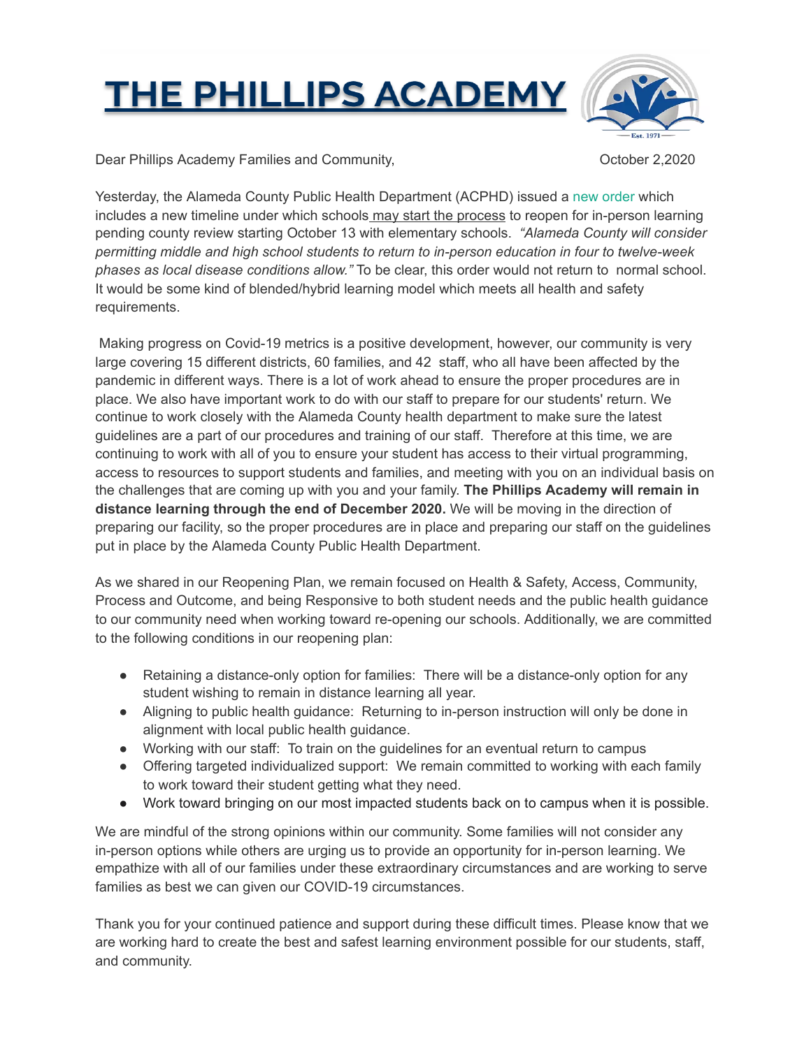# THE PHILLIPS ACADEMY

Dear Phillips Academy Families and Community,

October 2,2020

Yesterday, the Alameda County Public Health Department (ACPHD) issued a new order which includes a new timeline under which schools may start the process to reopen for in-person learning pending county review starting October 13 with elementary schools. *"Alameda County will consider permitting middle and high school students to return to in-person education in four to twelve-week phases as local disease conditions allow."* To be clear, this order would not return to normal school. It would be some kind of blended/hybrid learning model which meets all health and safety requirements.

Making progress on Covid-19 metrics is a positive development, however, our community is very large covering 15 different districts, 60 families, and 42 staff, who all have been affected by the pandemic in different ways. There is a lot of work ahead to ensure the proper procedures are in place. We also have important work to do with our staff to prepare for our students' return. We continue to work closely with the Alameda County health department to make sure the latest guidelines are a part of our procedures and training of our staff. Therefore at this time, we are continuing to work with all of you to ensure your student has access to their virtual programming, access to resources to support students and families, and meeting with you on an individual basis on the challenges that are coming up with you and your family. **The Phillips Academy will remain in distance learning through the end of December 2020.** We will be moving in the direction of preparing our facility, so the proper procedures are in place and preparing our staff on the guidelines put in place by the Alameda County Public Health Department.

As we shared in our Reopening Plan, we remain focused on Health & Safety, Access, Community, Process and Outcome, and being Responsive to both student needs and the public health guidance to our community need when working toward re-opening our schools. Additionally, we are committed to the following conditions in our reopening plan:

- Retaining a distance-only option for families: There will be a distance-only option for any student wishing to remain in distance learning all year.
- Aligning to public health guidance: Returning to in-person instruction will only be done in alignment with local public health guidance.
- Working with our staff: To train on the guidelines for an eventual return to campus
- Offering targeted individualized support: We remain committed to working with each family to work toward their student getting what they need.
- Work toward bringing on our most impacted students back on to campus when it is possible.

We are mindful of the strong opinions within our community. Some families will not consider any in-person options while others are urging us to provide an opportunity for in-person learning. We empathize with all of our families under these extraordinary circumstances and are working to serve families as best we can given our COVID-19 circumstances.

Thank you for your continued patience and support during these difficult times. Please know that we are working hard to create the best and safest learning environment possible for our students, staff, and community.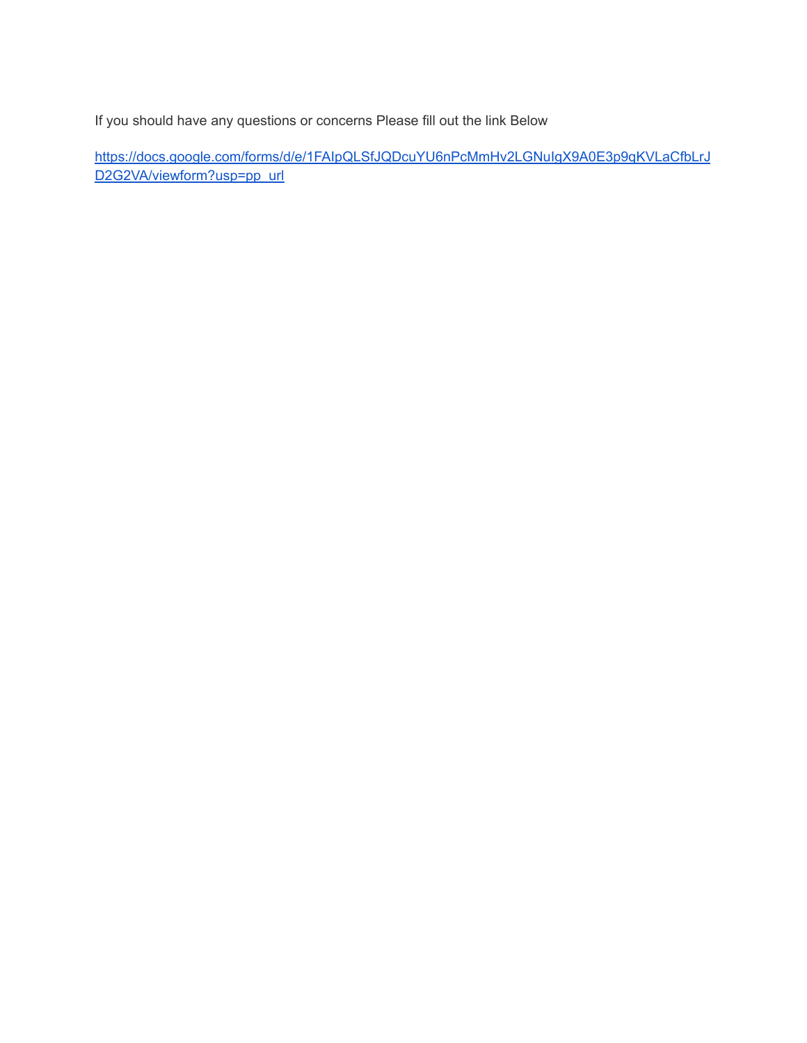If you should have any questions or concerns Please fill out the link Below

[https://docs.google.com/forms/d/e/1FAIpQLSfJQDcuYU6nPcMmHv2LGNuIgX9A0E3p9qKVLaCfbLrJD2G2VA/viewform?usp=pp_url](https://docs.google.com/forms/d/e/1FAIpQLSfJQDcuYU6nPcMmHv2LGNuIgX9A0E3p9qKVLaCfbLrJD2G2VA/viewform?usp=pp_url)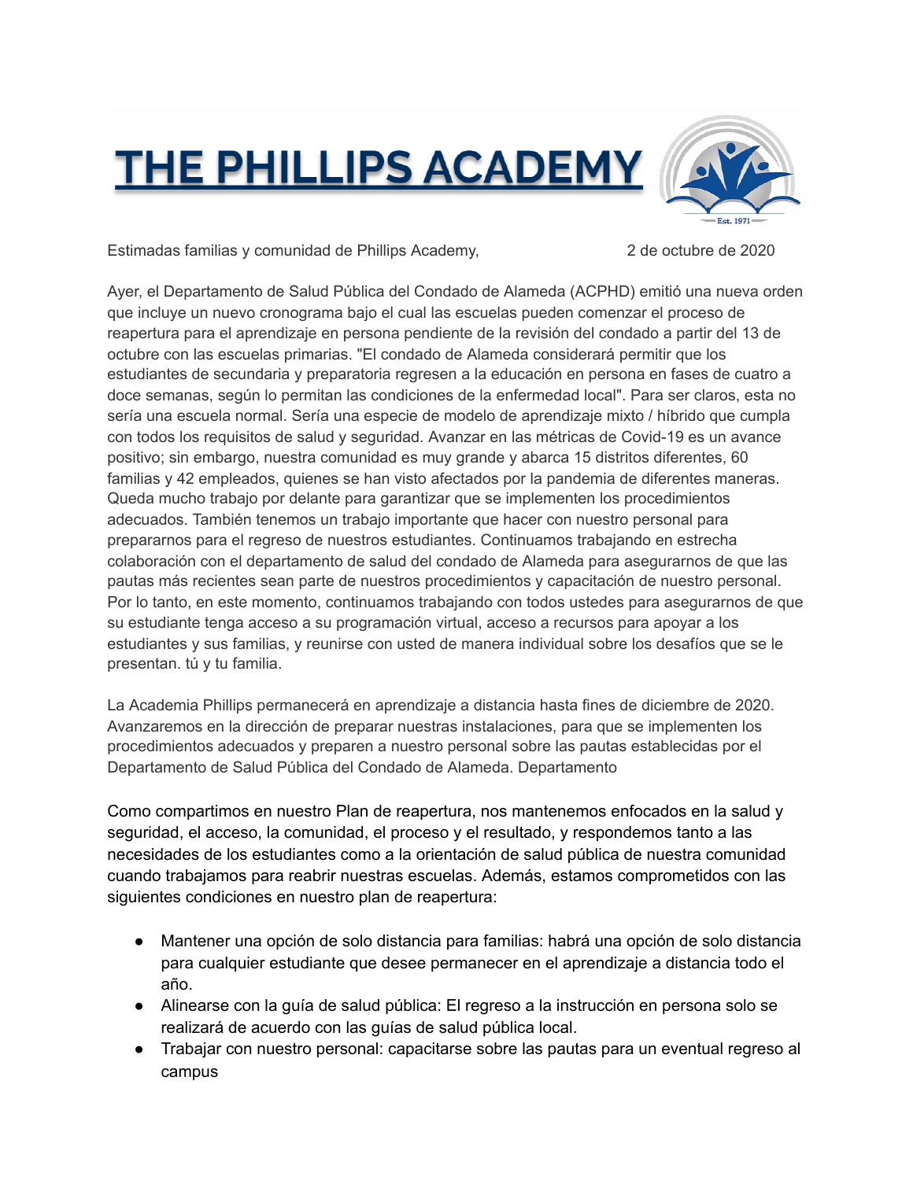// THE PHILLIPS ACADEMY

Estimadas familias y comunidad de Phillips Academy, 2 de octubre de 2020

Ayer, el Departamento de Salud Pública del Condado de Alameda (ACPHD) emitió una nueva orden que incluye un nuevo cronograma bajo el cual las escuelas pueden comenzar el proceso de reapertura para el aprendizaje en persona pendiente de la revisión del condado a partir del 13 de octubre con las escuelas primarias. "El condado de Alameda considerará permitir que los estudiantes de secundaria y preparatoria regresen a la educación en persona en fases de cuatro a doce semanas, según lo permitan las condiciones de la enfermedad local". Para ser claros, esta no sería una escuela normal. Sería una especie de modelo de aprendizaje mixto / híbrido que cumpla con todos los requisitos de salud y seguridad. Avanzar en las métricas de Covid-19 es un avance positivo; sin embargo, nuestra comunidad es muy grande y abarca 15 distritos diferentes, 60 familias y 42 empleados, quienes se han visto afectados por la pandemia de diferentes maneras. Queda mucho trabajo por delante para garantizar que se implementen los procedimientos adecuados. También tenemos un trabajo importante que hacer con nuestro personal para prepararnos para el regreso de nuestros estudiantes. Continuamos trabajando en estrecha colaboración con el departamento de salud del condado de Alameda para asegurarnos de que las pautas más recientes sean parte de nuestros procedimientos y capacitación de nuestro personal. Por lo tanto, en este momento, continuamos trabajando con todos ustedes para asegurarnos de que su estudiante tenga acceso a su programación virtual, acceso a recursos para apoyar a los estudiantes y sus familias, y reunirse con usted de manera individual sobre los desafíos que se le presentan. tú y tu familia.

La Academia Phillips permanecerá en aprendizaje a distancia hasta fines de diciembre de 2020. Avanzaremos en la dirección de preparar nuestras instalaciones, para que se implementen los procedimientos adecuados y preparen a nuestro personal sobre las pautas establecidas por el Departamento de Salud Pública del Condado de Alameda. Departamento

Como compartimos en nuestro Plan de reapertura, nos mantenemos enfocados en la salud y seguridad, el acceso, la comunidad, el proceso y el resultado, y respondemos tanto a las necesidades de los estudiantes como a la orientación de salud pública de nuestra comunidad cuando trabajamos para reabrir nuestras escuelas. Además, estamos comprometidos con las siguientes condiciones en nuestro plan de reapertura:

- Mantener una opción de solo distancia para familias: habrá una opción de solo distancia para cualquier estudiante que desee permanecer en el aprendizaje a distancia todo el año.
- Alinearse con la guía de salud pública: El regreso a la instrucción en persona solo se realizará de acuerdo con las guías de salud pública local.
- Trabajar con nuestro personal: capacitarse sobre las pautas para un eventual regreso al campus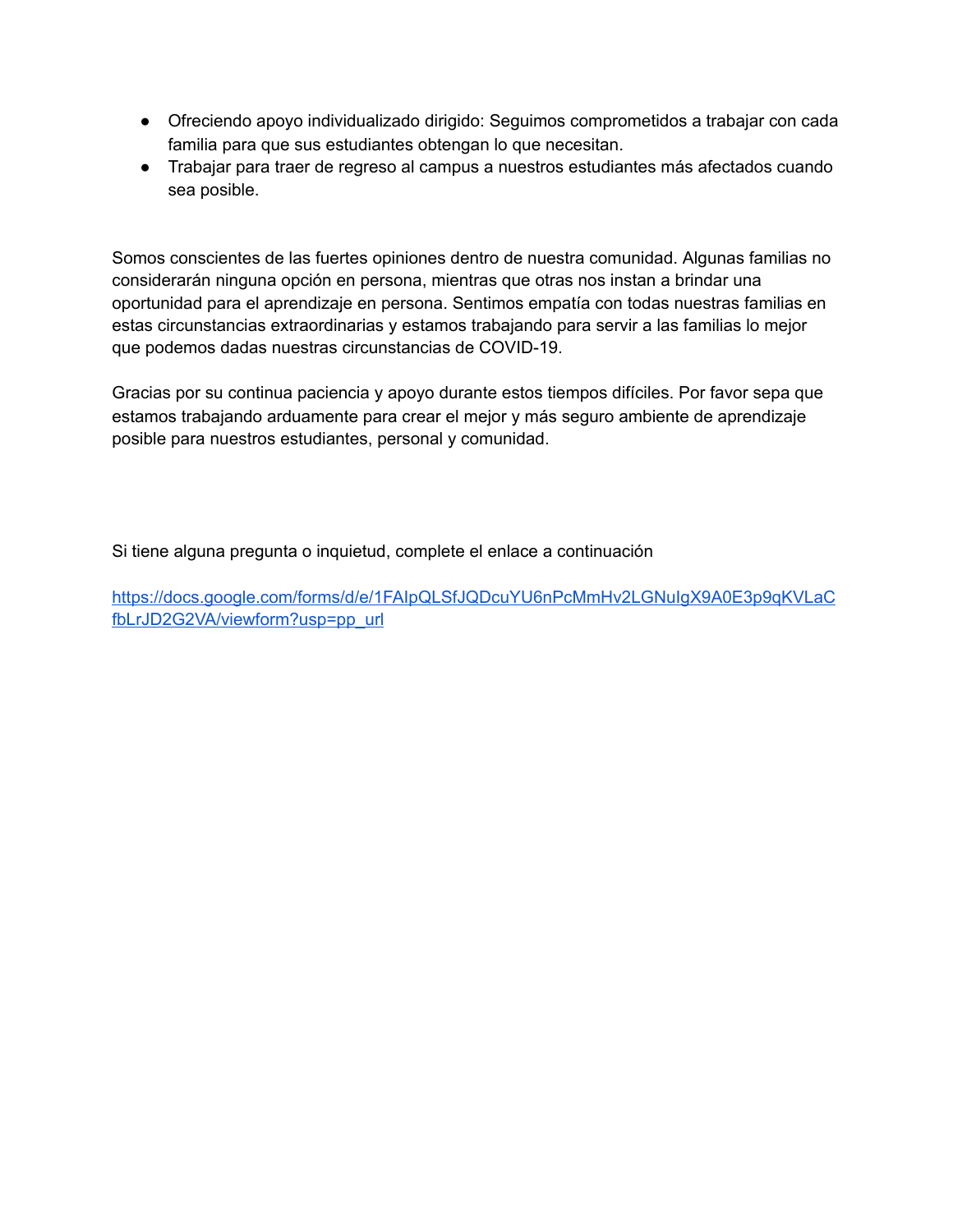- Ofreciendo apoyo individualizado dirigido: Seguimos comprometidos a trabajar con cada familia para que sus estudiantes obtengan lo que necesitan.
- Trabajar para traer de regreso al campus a nuestros estudiantes más afectados cuando sea posible.

Somos conscientes de las fuertes opiniones dentro de nuestra comunidad. Algunas familias no considerarán ninguna opción en persona, mientras que otras nos instan a brindar una oportunidad para el aprendizaje en persona. Sentimos empatía con todas nuestras familias en estas circunstancias extraordinarias y estamos trabajando para servir a las familias lo mejor que podemos dadas nuestras circunstancias de COVID-19.

Gracias por su continua paciencia y apoyo durante estos tiempos difíciles. Por favor sepa que estamos trabajando arduamente para crear el mejor y más seguro ambiente de aprendizaje posible para nuestros estudiantes, personal y comunidad.

Si tiene alguna pregunta o inquietud, complete el enlace a continuación

https://docs.google.com/forms/d/e/1FAIpQLSfJQDcuYU6nPcMmHv2LGNuIgX9A0E3p9qKVLaCfbLrJD2G2VA/viewform?usp=pp_url